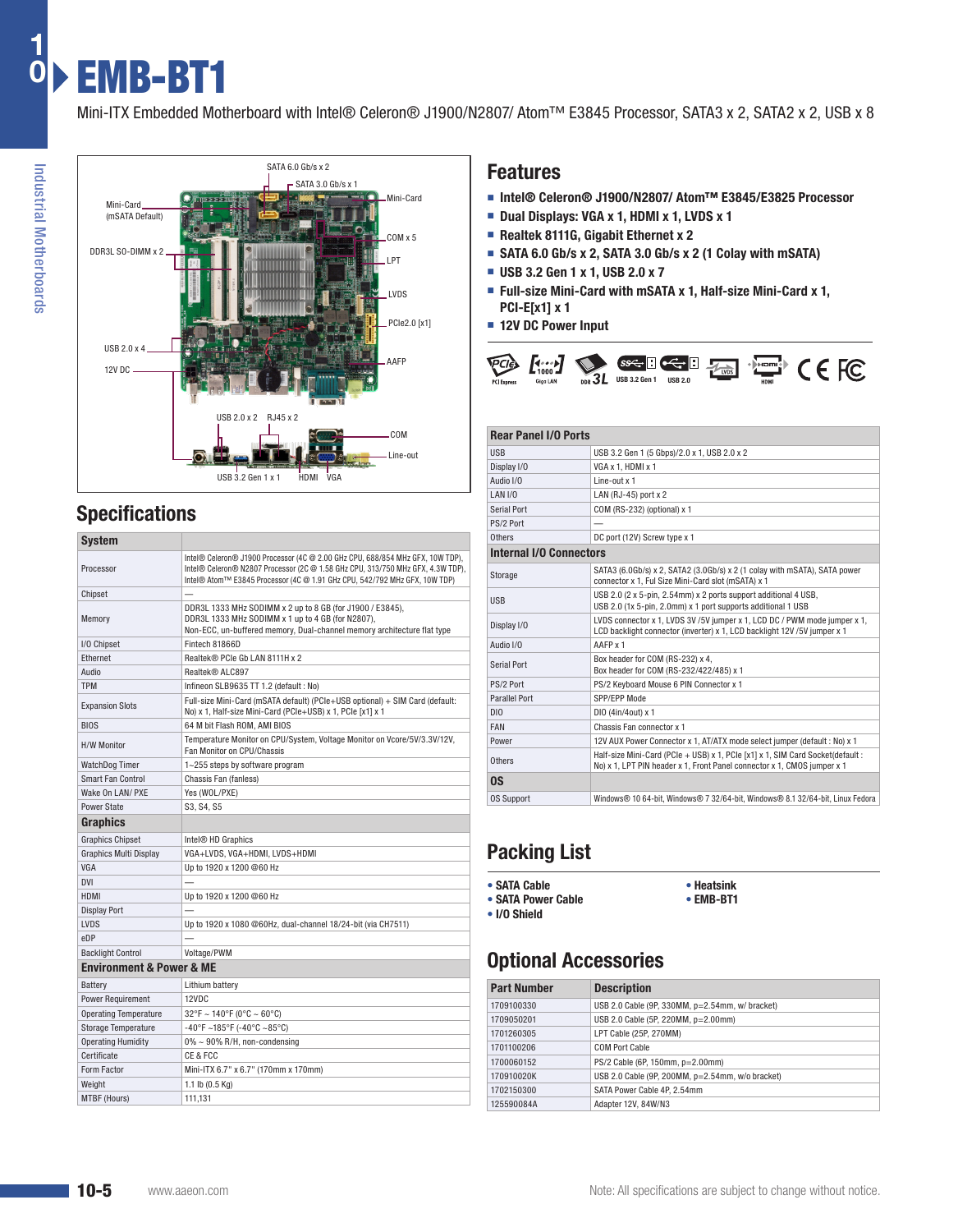# EMB-BT1

Mini-ITX Embedded Motherboard with Intel® Celeron® J1900/N2807/ Atom™ E3845 Processor, SATA3 x 2, SATA2 x 2, USB x 8

SATA 6.0 Gb/s x 2
SATA 3.0 Gb/s x 1
Mini-Card (mSATA Default)
Mini-Card
DDR3L SO-DIMM x 2
COM x 5
LPT
LVDS
PCIe2.0 [x1]
USB 2.0 x 4
12V DC
AAFP
USB 2.0 x 2
RJ45 x 2
COM
Line-out
USB 3.2 Gen 1 x 1
HDMI
VGA

## Features

- Intel® Celeron® J1900/N2807/ Atom™ E3845/E3825 Processor
- Dual Displays: VGA x 1, HDMI x 1, LVDS x 1
- Realtek 8111G, Gigabit Ethernet x 2
- SATA 6.0 Gb/s x 2, SATA 3.0 Gb/s x 2 (1 Colay with mSATA)
- USB 3.2 Gen 1 x 1, USB 2.0 x 7
- Full-size Mini-Card with mSATA x 1, Half-size Mini-Card x 1, PCI-E[x1] x 1
- 12V DC Power Input

## Specifications

| System | |
|---|---|
| Processor | Intel® Celeron® J1900 Processor (4C @ 2.00 GHz CPU, 688/854 MHz GFX, 10W TDP), Intel® Celeron® N2807 Processor (2C @ 1.58 GHz CPU, 313/750 MHz GFX, 4.3W TDP), Intel® Atom™ E3845 Processor (4C @ 1.91 GHz CPU, 542/792 MHz GFX, 10W TDP) |
| Chipset | — |
| Memory | DDR3L 1333 MHz SODIMM x 2 up to 8 GB (for J1900 / E3845), DDR3L 1333 MHz SODIMM x 1 up to 4 GB (for N2807), Non-ECC, un-buffered memory, Dual-channel memory architecture flat type |
| I/O Chipset | Fintech 81866D |
| Ethernet | Realtek® PCIe Gb LAN 8111H x 2 |
| Audio | Realtek® ALC897 |
| TPM | Infineon SLB9635 TT 1.2 (default : No) |
| Expansion Slots | Full-size Mini-Card (mSATA default) (PCIe+USB optional) + SIM Card (default: No) x 1, Half-size Mini-Card (PCIe+USB) x 1, PCIe [x1] x 1 |
| BIOS | 64 M bit Flash ROM, AMI BIOS |
| H/W Monitor | Temperature Monitor on CPU/System, Voltage Monitor on Vcore/5V/3.3V/12V, Fan Monitor on CPU/Chassis |
| WatchDog Timer | 1~255 steps by software program |
| Smart Fan Control | Chassis Fan (fanless) |
| Wake On LAN/ PXE | Yes (WOL/PXE) |
| Power State | S3, S4, S5 |
| **Graphics** | |
| Graphics Chipset | Intel® HD Graphics |
| Graphics Multi Display | VGA+LVDS, VGA+HDMI, LVDS+HDMI |
| VGA | Up to 1920 x 1200 @60 Hz |
| DVI | — |
| HDMI | Up to 1920 x 1200 @60 Hz |
| Display Port | — |
| LVDS | Up to 1920 x 1080 @60Hz, dual-channel 18/24-bit (via CH7511) |
| eDP | — |
| Backlight Control | Voltage/PWM |
| **Environment & Power & ME** | |
| Battery | Lithium battery |
| Power Requirement | 12VDC |
| Operating Temperature | 32°F ~ 140°F (0°C ~ 60°C) |
| Storage Temperature | -40°F ~185°F (-40°C ~85°C) |
| Operating Humidity | 0% ~ 90% R/H, non-condensing |
| Certificate | CE & FCC |
| Form Factor | Mini-ITX 6.7" x 6.7" (170mm x 170mm) |
| Weight | 1.1 lb (0.5 Kg) |
| MTBF (Hours) | 111,131 |

| Rear Panel I/O Ports | |
|---|---|
| USB | USB 3.2 Gen 1 (5 Gbps)/2.0 x 1, USB 2.0 x 2 |
| Display I/O | VGA x 1, HDMI x 1 |
| Audio I/O | Line-out x 1 |
| LAN I/O | LAN (RJ-45) port x 2 |
| Serial Port | COM (RS-232) (optional) x 1 |
| PS/2 Port | — |
| Others | DC port (12V) Screw type x 1 |
| **Internal I/O Connectors** | |
| Storage | SATA3 (6.0Gb/s) x 2, SATA2 (3.0Gb/s) x 2 (1 colay with mSATA), SATA power connector x 1, Ful Size Mini-Card slot (mSATA) x 1 |
| USB | USB 2.0 (2 x 5-pin, 2.54mm) x 2 ports support additional 4 USB, USB 2.0 (1x 5-pin, 2.0mm) x 1 port supports additional 1 USB |
| Display I/O | LVDS connector x 1, LVDS 3V /5V jumper x 1, LCD DC / PWM mode jumper x 1, LCD backlight connector (inverter) x 1, LCD backlight 12V /5V jumper x 1 |
| Audio I/O | AAFP x 1 |
| Serial Port | Box header for COM (RS-232) x 4, Box header for COM (RS-232/422/485) x 1 |
| PS/2 Port | PS/2 Keyboard Mouse 6 PIN Connector x 1 |
| Parallel Port | SPP/EPP Mode |
| DIO | DIO (4in/4out) x 1 |
| FAN | Chassis Fan connector x 1 |
| Power | 12V AUX Power Connector x 1, AT/ATX mode select jumper (default : No) x 1 |
| Others | Half-size Mini-Card (PCIe + USB) x 1, PCIe [x1] x 1, SIM Card Socket(default : No) x 1, LPT PIN header x 1, Front Panel connector x 1, CMOS jumper x 1 |
| **OS** | |
| OS Support | Windows® 10 64-bit, Windows® 7 32/64-bit, Windows® 8.1 32/64-bit, Linux Fedora |

## Packing List

- SATA Cable
- SATA Power Cable
- I/O Shield
- Heatsink
- EMB-BT1

## Optional Accessories

| Part Number | Description |
|---|---|
| 1709100330 | USB 2.0 Cable (9P, 330MM, p=2.54mm, w/ bracket) |
| 1709050201 | USB 2.0 Cable (5P, 220MM, p=2.00mm) |
| 1701260305 | LPT Cable (25P, 270MM) |
| 1701100206 | COM Port Cable |
| 1700060152 | PS/2 Cable (6P, 150mm, p=2.00mm) |
| 170910020K | USB 2.0 Cable (9P, 200MM, p=2.54mm, w/o bracket) |
| 1702150300 | SATA Power Cable 4P, 2.54mm |
| 125590084A | Adapter 12V, 84W/N3 |

www.aaeon.com

Note: All specifications are subject to change without notice.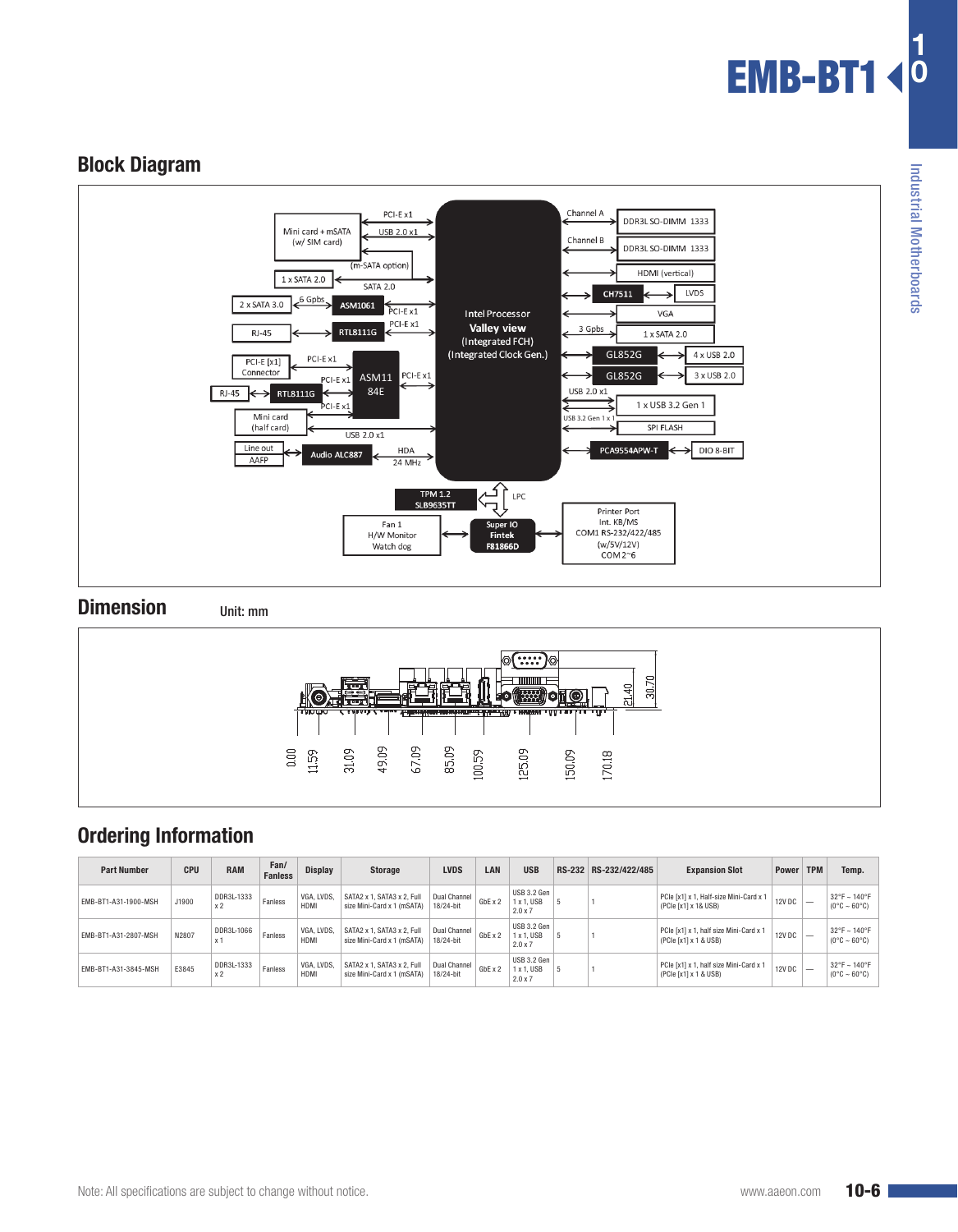## Block Diagram

Mini card + mSATA (w/ SIM card)
PCI-E x1
USB 2.0 x1
(m-SATA option)
1 x SATA 2.0
SATA 2.0
2 x SATA 3.0
6 Gpbs
ASM1061
PCI-E x1
RJ-45
RTL8111G
PCI-E x1
PCI-E [x1] Connector
PCI-E x1
ASM11 84E
PCI-E x1
RJ-45
RTL8111G
PCI-E x1
Mini card (half card)
USB 2.0 x1
Line out
AAFP
Audio ALC887
HDA
24 MHz

Intel Processor
Valley view
(Integrated FCH)
(Integrated Clock Gen.)

Channel A
DDR3L SO-DIMM 1333
Channel B
DDR3L SO-DIMM 1333
HDMI (vertical)
CH7511
LVDS
VGA
3 Gpbs
1 x SATA 2.0
GL852G
4 x USB 2.0
GL852G
3 x USB 2.0
USB 2.0 x1
1 x USB 3.2 Gen 1
USB 3.2 Gen 1 x 1
SPI FLASH
PCA9554APW-T
DIO 8-BIT

TPM 1.2
SLB9635TT
LPC
Fan 1
H/W Monitor
Watch dog
Super IO
Fintek
F81866D
Printer Port
Int. KB/MS
COM1 RS-232/422/485
(w/5V/12V)
COM 2~6

## Dimension

Unit: mm

0.00
11.59
31.09
49.09
67.09
85.09
100.59
125.09
150.09
170.18
21.40
30.70

## Ordering Information

| Part Number | CPU | RAM | Fan/ Fanless | Display | Storage | LVDS | LAN | USB | RS-232 | RS-232/422/485 | Expansion Slot | Power | TPM | Temp. |
|---|---|---|---|---|---|---|---|---|---|---|---|---|---|---|
| EMB-BT1-A31-1900-MSH | J1900 | DDR3L-1333 x 2 | Fanless | VGA, LVDS, HDMI | SATA2 x 1, SATA3 x 2, Full size Mini-Card x 1 (mSATA) | Dual Channel 18/24-bit | GbE x 2 | USB 3.2 Gen 1 x 1, USB 2.0 x 7 | 5 | 1 | PCIe [x1] x 1, Half-size Mini-Card x 1 (PCIe [x1] x 1& USB) | 12V DC | — | 32°F ~ 140°F (0°C ~ 60°C) |
| EMB-BT1-A31-2807-MSH | N2807 | DDR3L-1066 x 1 | Fanless | VGA, LVDS, HDMI | SATA2 x 1, SATA3 x 2, Full size Mini-Card x 1 (mSATA) | Dual Channel 18/24-bit | GbE x 2 | USB 3.2 Gen 1 x 1, USB 2.0 x 7 | 5 | 1 | PCIe [x1] x 1, half size Mini-Card x 1 (PCIe [x1] x 1 & USB) | 12V DC | — | 32°F ~ 140°F (0°C ~ 60°C) |
| EMB-BT1-A31-3845-MSH | E3845 | DDR3L-1333 x 2 | Fanless | VGA, LVDS, HDMI | SATA2 x 1, SATA3 x 2, Full size Mini-Card x 1 (mSATA) | Dual Channel 18/24-bit | GbE x 2 | USB 3.2 Gen 1 x 1, USB 2.0 x 7 | 5 | 1 | PCIe [x1] x 1, half size Mini-Card x 1 (PCIe [x1] x 1 & USB) | 12V DC | — | 32°F ~ 140°F (0°C ~ 60°C) |

Note: All specifications are subject to change without notice.